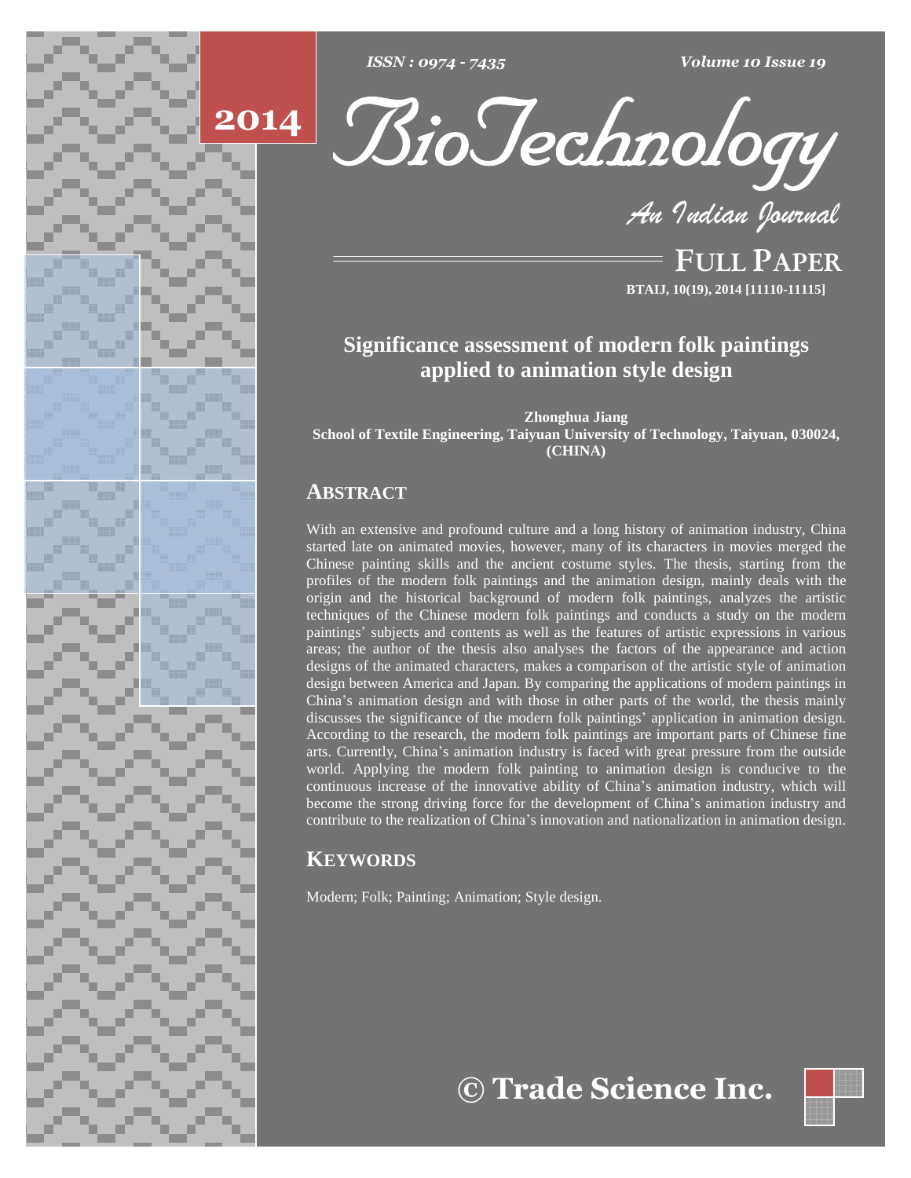# Significance assessment of modern folk paintings applied to animation style design

**Zhonghua Jiang**

**School of Textile Engineering, Taiyuan University of Technology, Taiyuan, 030024, (CHINA)**

## ABSTRACT

With an extensive and profound culture and a long history of animation industry, China started late on animated movies, however, many of its characters in movies merged the Chinese painting skills and the ancient costume styles. The thesis, starting from the profiles of the modern folk paintings and the animation design, mainly deals with the origin and the historical background of modern folk paintings, analyzes the artistic techniques of the Chinese modern folk paintings and conducts a study on the modern paintings' subjects and contents as well as the features of artistic expressions in various areas; the author of the thesis also analyses the factors of the appearance and action designs of the animated characters, makes a comparison of the artistic style of animation design between America and Japan. By comparing the applications of modern paintings in China's animation design and with those in other parts of the world, the thesis mainly discusses the significance of the modern folk paintings' application in animation design. According to the research, the modern folk paintings are important parts of Chinese fine arts. Currently, China's animation industry is faced with great pressure from the outside world. Applying the modern folk painting to animation design is conducive to the continuous increase of the innovative ability of China's animation industry, which will become the strong driving force for the development of China's animation industry and contribute to the realization of China's innovation and nationalization in animation design.

## KEYWORDS

Modern; Folk; Painting; Animation; Style design.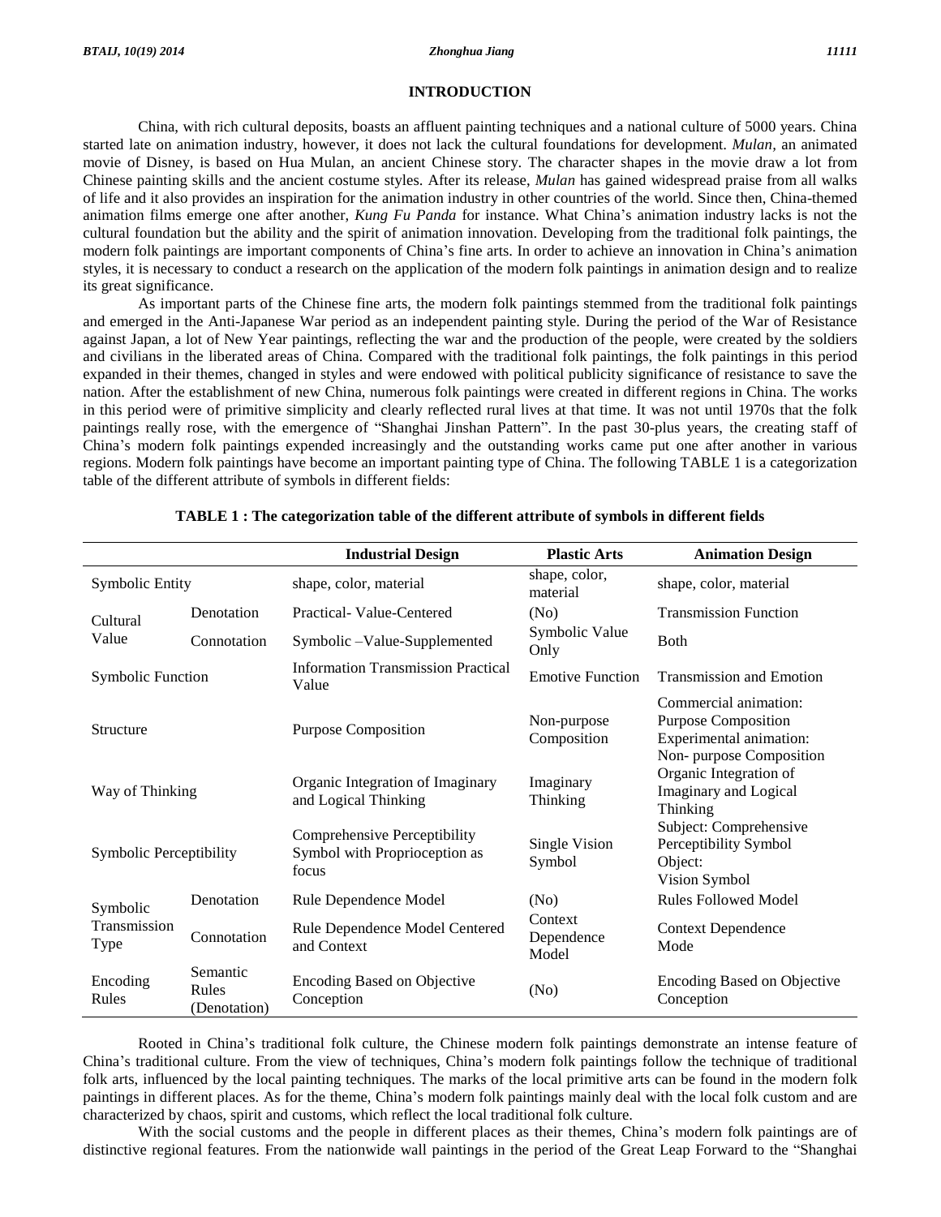## INTRODUCTION

China, with rich cultural deposits, boasts an affluent painting techniques and a national culture of 5000 years. China started late on animation industry, however, it does not lack the cultural foundations for development. *Mulan*, an animated movie of Disney, is based on Hua Mulan, an ancient Chinese story. The character shapes in the movie draw a lot from Chinese painting skills and the ancient costume styles. After its release, *Mulan* has gained widespread praise from all walks of life and it also provides an inspiration for the animation industry in other countries of the world. Since then, China-themed animation films emerge one after another, *Kung Fu Panda* for instance. What China's animation industry lacks is not the cultural foundation but the ability and the spirit of animation innovation. Developing from the traditional folk paintings, the modern folk paintings are important components of China's fine arts. In order to achieve an innovation in China's animation styles, it is necessary to conduct a research on the application of the modern folk paintings in animation design and to realize its great significance.

As important parts of the Chinese fine arts, the modern folk paintings stemmed from the traditional folk paintings and emerged in the Anti-Japanese War period as an independent painting style. During the period of the War of Resistance against Japan, a lot of New Year paintings, reflecting the war and the production of the people, were created by the soldiers and civilians in the liberated areas of China. Compared with the traditional folk paintings, the folk paintings in this period expanded in their themes, changed in styles and were endowed with political publicity significance of resistance to save the nation. After the establishment of new China, numerous folk paintings were created in different regions in China. The works in this period were of primitive simplicity and clearly reflected rural lives at that time. It was not until 1970s that the folk paintings really rose, with the emergence of "Shanghai Jinshan Pattern". In the past 30-plus years, the creating staff of China's modern folk paintings expended increasingly and the outstanding works came put one after another in various regions. Modern folk paintings have become an important painting type of China. The following TABLE 1 is a categorization table of the different attribute of symbols in different fields:

**TABLE 1 : The categorization table of the different attribute of symbols in different fields**

| | | Industrial Design | Plastic Arts | Animation Design |
|---|---|---|---|---|
| Symbolic Entity | | shape, color, material | shape, color, material | shape, color, material |
| Cultural Value | Denotation | Practical- Value-Centered | (No) | Transmission Function |
| | Connotation | Symbolic –Value-Supplemented | Symbolic Value Only | Both |
| Symbolic Function | | Information Transmission Practical Value | Emotive Function | Transmission and Emotion |
| Structure | | Purpose Composition | Non-purpose Composition | Commercial animation: Purpose Composition Experimental animation: Non- purpose Composition |
| Way of Thinking | | Organic Integration of Imaginary and Logical Thinking | Imaginary Thinking | Organic Integration of Imaginary and Logical Thinking |
| Symbolic Perceptibility | | Comprehensive Perceptibility Symbol with Proprioception as focus | Single Vision Symbol | Subject: Comprehensive Perceptibility Symbol Object: Vision Symbol |
| Symbolic Transmission Type | Denotation | Rule Dependence Model | (No) | Rules Followed Model |
| | Connotation | Rule Dependence Model Centered and Context | Context Dependence Model | Context Dependence Mode |
| Encoding Rules | Semantic Rules (Denotation) | Encoding Based on Objective Conception | (No) | Encoding Based on Objective Conception |

Rooted in China's traditional folk culture, the Chinese modern folk paintings demonstrate an intense feature of China's traditional culture. From the view of techniques, China's modern folk paintings follow the technique of traditional folk arts, influenced by the local painting techniques. The marks of the local primitive arts can be found in the modern folk paintings in different places. As for the theme, China's modern folk paintings mainly deal with the local folk custom and are characterized by chaos, spirit and customs, which reflect the local traditional folk culture.

With the social customs and the people in different places as their themes, China's modern folk paintings are of distinctive regional features. From the nationwide wall paintings in the period of the Great Leap Forward to the "Shanghai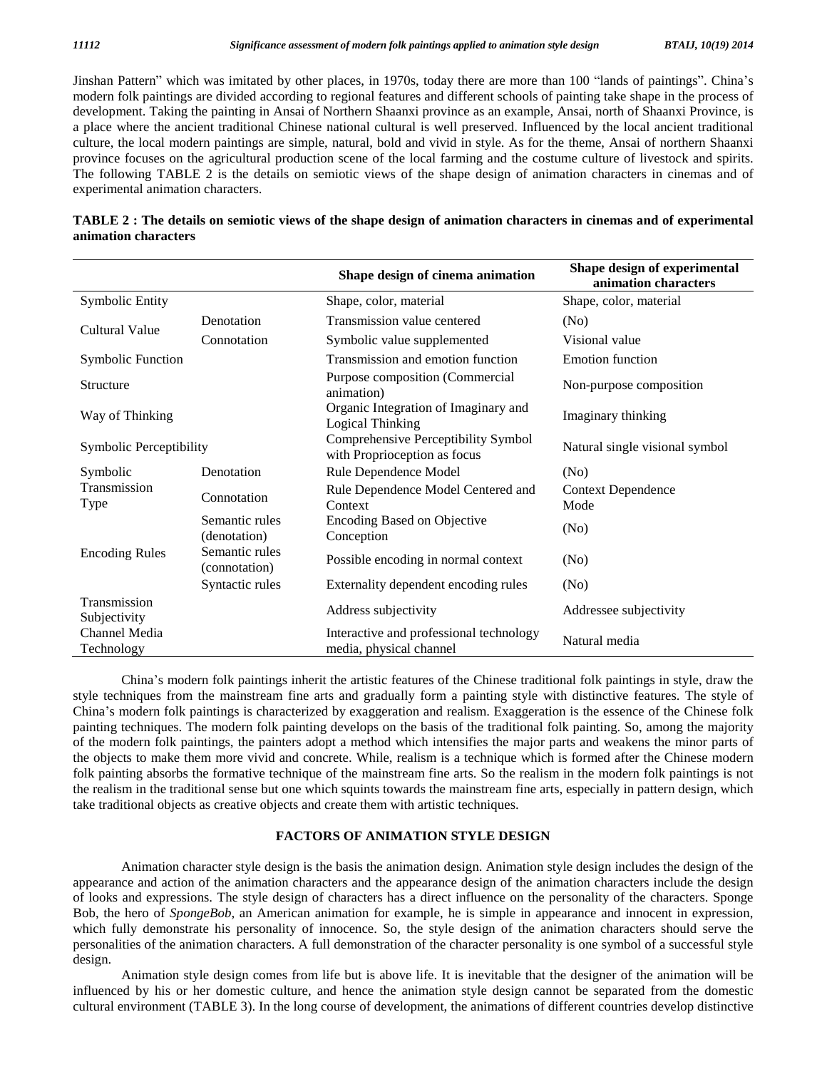Jinshan Pattern" which was imitated by other places, in 1970s, today there are more than 100 "lands of paintings". China's modern folk paintings are divided according to regional features and different schools of painting take shape in the process of development. Taking the painting in Ansai of Northern Shaanxi province as an example, Ansai, north of Shaanxi Province, is a place where the ancient traditional Chinese national cultural is well preserved. Influenced by the local ancient traditional culture, the local modern paintings are simple, natural, bold and vivid in style. As for the theme, Ansai of northern Shaanxi province focuses on the agricultural production scene of the local farming and the costume culture of livestock and spirits. The following TABLE 2 is the details on semiotic views of the shape design of animation characters in cinemas and of experimental animation characters.

**TABLE 2 : The details on semiotic views of the shape design of animation characters in cinemas and of experimental animation characters**

| | | Shape design of cinema animation | Shape design of experimental animation characters |
|---|---|---|---|
| Symbolic Entity | | Shape, color, material | Shape, color, material |
| Cultural Value | Denotation | Transmission value centered | (No) |
| | Connotation | Symbolic value supplemented | Visional value |
| Symbolic Function | | Transmission and emotion function | Emotion function |
| Structure | | Purpose composition (Commercial animation) | Non-purpose composition |
| Way of Thinking | | Organic Integration of Imaginary and Logical Thinking | Imaginary thinking |
| Symbolic Perceptibility | | Comprehensive Perceptibility Symbol with Proprioception as focus | Natural single visional symbol |
| Symbolic Transmission Type | Denotation | Rule Dependence Model | (No) |
| | Connotation | Rule Dependence Model Centered and Context | Context Dependence Mode |
| Encoding Rules | Semantic rules (denotation) | Encoding Based on Objective Conception | (No) |
| | Semantic rules (connotation) | Possible encoding in normal context | (No) |
| | Syntactic rules | Externality dependent encoding rules | (No) |
| Transmission Subjectivity | | Address subjectivity | Addressee subjectivity |
| Channel Media Technology | | Interactive and professional technology media, physical channel | Natural media |

China's modern folk paintings inherit the artistic features of the Chinese traditional folk paintings in style, draw the style techniques from the mainstream fine arts and gradually form a painting style with distinctive features. The style of China's modern folk paintings is characterized by exaggeration and realism. Exaggeration is the essence of the Chinese folk painting techniques. The modern folk painting develops on the basis of the traditional folk painting. So, among the majority of the modern folk paintings, the painters adopt a method which intensifies the major parts and weakens the minor parts of the objects to make them more vivid and concrete. While, realism is a technique which is formed after the Chinese modern folk painting absorbs the formative technique of the mainstream fine arts. So the realism in the modern folk paintings is not the realism in the traditional sense but one which squints towards the mainstream fine arts, especially in pattern design, which take traditional objects as creative objects and create them with artistic techniques.

## FACTORS OF ANIMATION STYLE DESIGN

Animation character style design is the basis the animation design. Animation style design includes the design of the appearance and action of the animation characters and the appearance design of the animation characters include the design of looks and expressions. The style design of characters has a direct influence on the personality of the characters. Sponge Bob, the hero of *SpongeBob*, an American animation for example, he is simple in appearance and innocent in expression, which fully demonstrate his personality of innocence. So, the style design of the animation characters should serve the personalities of the animation characters. A full demonstration of the character personality is one symbol of a successful style design.

Animation style design comes from life but is above life. It is inevitable that the designer of the animation will be influenced by his or her domestic culture, and hence the animation style design cannot be separated from the domestic cultural environment (TABLE 3). In the long course of development, the animations of different countries develop distinctive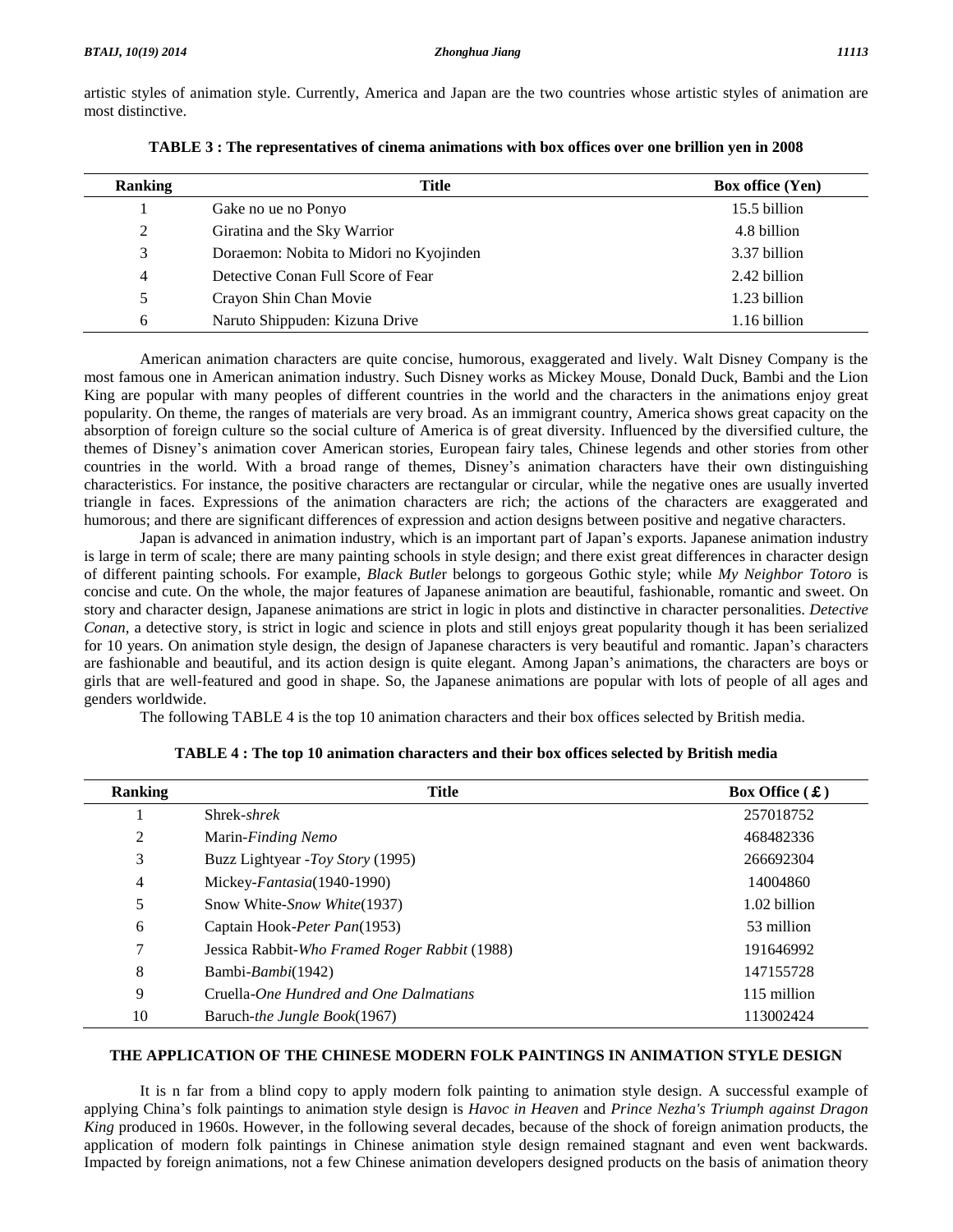artistic styles of animation style. Currently, America and Japan are the two countries whose artistic styles of animation are most distinctive.

**TABLE 3 : The representatives of cinema animations with box offices over one brillion yen in 2008**

| Ranking | Title | Box office (Yen) |
|---|---|---|
| 1 | Gake no ue no Ponyo | 15.5 billion |
| 2 | Giratina and the Sky Warrior | 4.8 billion |
| 3 | Doraemon: Nobita to Midori no Kyojinden | 3.37 billion |
| 4 | Detective Conan Full Score of Fear | 2.42 billion |
| 5 | Crayon Shin Chan Movie | 1.23 billion |
| 6 | Naruto Shippuden: Kizuna Drive | 1.16 billion |

American animation characters are quite concise, humorous, exaggerated and lively. Walt Disney Company is the most famous one in American animation industry. Such Disney works as Mickey Mouse, Donald Duck, Bambi and the Lion King are popular with many peoples of different countries in the world and the characters in the animations enjoy great popularity. On theme, the ranges of materials are very broad. As an immigrant country, America shows great capacity on the absorption of foreign culture so the social culture of America is of great diversity. Influenced by the diversified culture, the themes of Disney's animation cover American stories, European fairy tales, Chinese legends and other stories from other countries in the world. With a broad range of themes, Disney's animation characters have their own distinguishing characteristics. For instance, the positive characters are rectangular or circular, while the negative ones are usually inverted triangle in faces. Expressions of the animation characters are rich; the actions of the characters are exaggerated and humorous; and there are significant differences of expression and action designs between positive and negative characters.

Japan is advanced in animation industry, which is an important part of Japan's exports. Japanese animation industry is large in term of scale; there are many painting schools in style design; and there exist great differences in character design of different painting schools. For example, *Black Butler* belongs to gorgeous Gothic style; while *My Neighbor Totoro* is concise and cute. On the whole, the major features of Japanese animation are beautiful, fashionable, romantic and sweet. On story and character design, Japanese animations are strict in logic in plots and distinctive in character personalities. *Detective Conan*, a detective story, is strict in logic and science in plots and still enjoys great popularity though it has been serialized for 10 years. On animation style design, the design of Japanese characters is very beautiful and romantic. Japan's characters are fashionable and beautiful, and its action design is quite elegant. Among Japan's animations, the characters are boys or girls that are well-featured and good in shape. So, the Japanese animations are popular with lots of people of all ages and genders worldwide.

The following TABLE 4 is the top 10 animation characters and their box offices selected by British media.

**TABLE 4 : The top 10 animation characters and their box offices selected by British media**

| Ranking | Title | Box Office (₤) |
|---|---|---|
| 1 | Shrek-*shrek* | 257018752 |
| 2 | Marin-*Finding Nemo* | 468482336 |
| 3 | Buzz Lightyear -*Toy Story* (1995) | 266692304 |
| 4 | Mickey-*Fantasia*(1940-1990) | 14004860 |
| 5 | Snow White-*Snow White*(1937) | 1.02 billion |
| 6 | Captain Hook-*Peter Pan*(1953) | 53 million |
| 7 | Jessica Rabbit-*Who Framed Roger Rabbit* (1988) | 191646992 |
| 8 | Bambi-*Bambi*(1942) | 147155728 |
| 9 | Cruella-*One Hundred and One Dalmatians* | 115 million |
| 10 | Baruch-*the Jungle Book*(1967) | 113002424 |

## THE APPLICATION OF THE CHINESE MODERN FOLK PAINTINGS IN ANIMATION STYLE DESIGN

It is n far from a blind copy to apply modern folk painting to animation style design. A successful example of applying China's folk paintings to animation style design is *Havoc in Heaven* and *Prince Nezha's Triumph against Dragon King* produced in 1960s. However, in the following several decades, because of the shock of foreign animation products, the application of modern folk paintings in Chinese animation style design remained stagnant and even went backwards. Impacted by foreign animations, not a few Chinese animation developers designed products on the basis of animation theory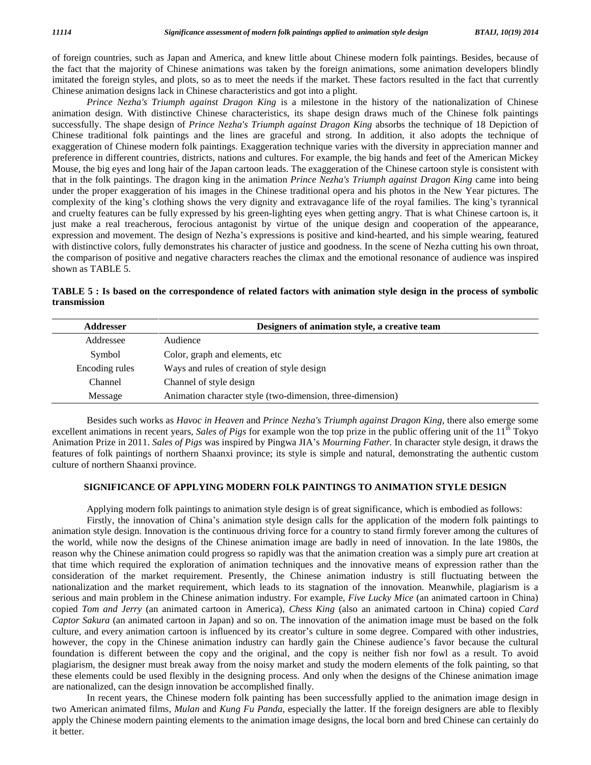of foreign countries, such as Japan and America, and knew little about Chinese modern folk paintings. Besides, because of the fact that the majority of Chinese animations was taken by the foreign animations, some animation developers blindly imitated the foreign styles, and plots, so as to meet the needs if the market. These factors resulted in the fact that currently Chinese animation designs lack in Chinese characteristics and got into a plight.

*Prince Nezha's Triumph against Dragon King* is a milestone in the history of the nationalization of Chinese animation design. With distinctive Chinese characteristics, its shape design draws much of the Chinese folk paintings successfully. The shape design of *Prince Nezha's Triumph against Dragon King* absorbs the technique of 18 Depiction of Chinese traditional folk paintings and the lines are graceful and strong. In addition, it also adopts the technique of exaggeration of Chinese modern folk paintings. Exaggeration technique varies with the diversity in appreciation manner and preference in different countries, districts, nations and cultures. For example, the big hands and feet of the American Mickey Mouse, the big eyes and long hair of the Japan cartoon leads. The exaggeration of the Chinese cartoon style is consistent with that in the folk paintings. The dragon king in the animation *Prince Nezha's Triumph against Dragon King* came into being under the proper exaggeration of his images in the Chinese traditional opera and his photos in the New Year pictures. The complexity of the king's clothing shows the very dignity and extravagance life of the royal families. The king's tyrannical and cruelty features can be fully expressed by his green-lighting eyes when getting angry. That is what Chinese cartoon is, it just make a real treacherous, ferocious antagonist by virtue of the unique design and cooperation of the appearance, expression and movement. The design of Nezha's expressions is positive and kind-hearted, and his simple wearing, featured with distinctive colors, fully demonstrates his character of justice and goodness. In the scene of Nezha cutting his own throat, the comparison of positive and negative characters reaches the climax and the emotional resonance of audience was inspired shown as TABLE 5.

**TABLE 5 : Is based on the correspondence of related factors with animation style design in the process of symbolic transmission**

| Addresser | Designers of animation style, a creative team |
|---|---|
| Addressee | Audience |
| Symbol | Color, graph and elements, etc |
| Encoding rules | Ways and rules of creation of style design |
| Channel | Channel of style design |
| Message | Animation character style (two-dimension, three-dimension) |

Besides such works as *Havoc in Heaven* and *Prince Nezha's Triumph against Dragon King*, there also emerge some excellent animations in recent years, *Sales of Pigs* for example won the top prize in the public offering unit of the 11th Tokyo Animation Prize in 2011. *Sales of Pigs* was inspired by Pingwa JIA's *Mourning Father*. In character style design, it draws the features of folk paintings of northern Shaanxi province; its style is simple and natural, demonstrating the authentic custom culture of northern Shaanxi province.

## SIGNIFICANCE OF APPLYING MODERN FOLK PAINTINGS TO ANIMATION STYLE DESIGN

Applying modern folk paintings to animation style design is of great significance, which is embodied as follows:

Firstly, the innovation of China's animation style design calls for the application of the modern folk paintings to animation style design. Innovation is the continuous driving force for a country to stand firmly forever among the cultures of the world, while now the designs of the Chinese animation image are badly in need of innovation. In the late 1980s, the reason why the Chinese animation could progress so rapidly was that the animation creation was a simply pure art creation at that time which required the exploration of animation techniques and the innovative means of expression rather than the consideration of the market requirement. Presently, the Chinese animation industry is still fluctuating between the nationalization and the market requirement, which leads to its stagnation of the innovation. Meanwhile, plagiarism is a serious and main problem in the Chinese animation industry. For example, *Five Lucky Mice* (an animated cartoon in China) copied *Tom and Jerry* (an animated cartoon in America), *Chess King* (also an animated cartoon in China) copied *Card Captor Sakura* (an animated cartoon in Japan) and so on. The innovation of the animation image must be based on the folk culture, and every animation cartoon is influenced by its creator's culture in some degree. Compared with other industries, however, the copy in the Chinese animation industry can hardly gain the Chinese audience's favor because the cultural foundation is different between the copy and the original, and the copy is neither fish nor fowl as a result. To avoid plagiarism, the designer must break away from the noisy market and study the modern elements of the folk painting, so that these elements could be used flexibly in the designing process. And only when the designs of the Chinese animation image are nationalized, can the design innovation be accomplished finally.

In recent years, the Chinese modern folk painting has been successfully applied to the animation image design in two American animated films, *Mulan* and *Kung Fu Panda*, especially the latter. If the foreign designers are able to flexibly apply the Chinese modern painting elements to the animation image designs, the local born and bred Chinese can certainly do it better.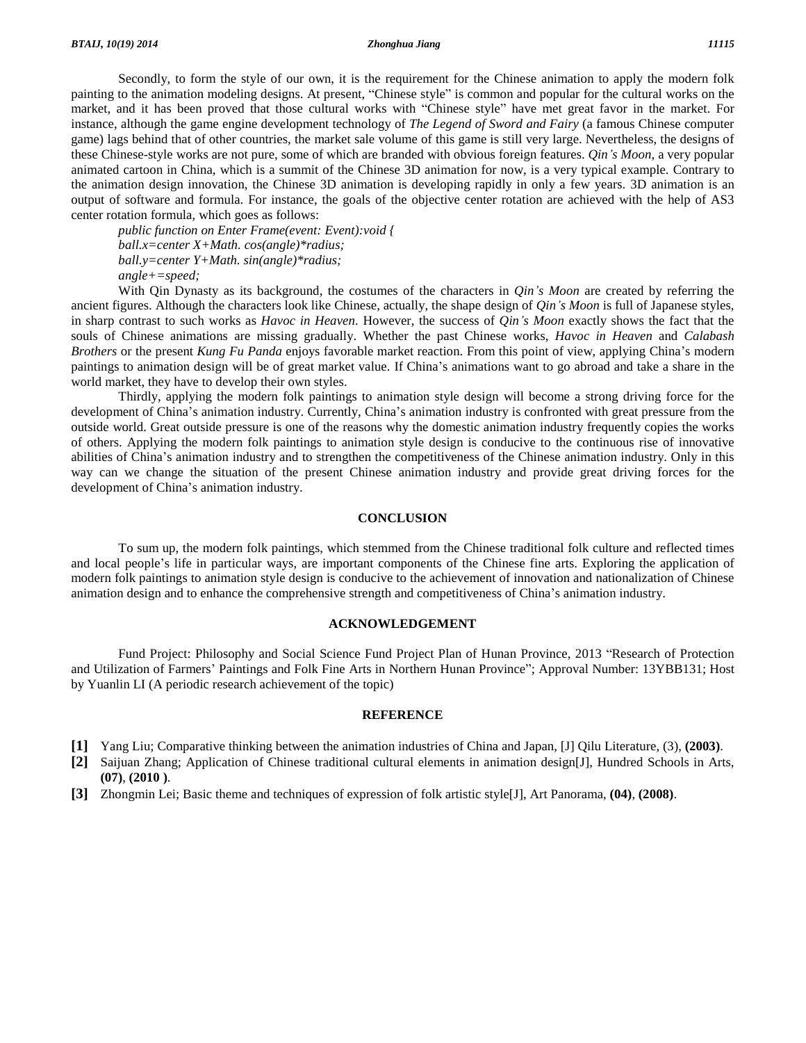Secondly, to form the style of our own, it is the requirement for the Chinese animation to apply the modern folk painting to the animation modeling designs. At present, "Chinese style" is common and popular for the cultural works on the market, and it has been proved that those cultural works with "Chinese style" have met great favor in the market. For instance, although the game engine development technology of *The Legend of Sword and Fairy* (a famous Chinese computer game) lags behind that of other countries, the market sale volume of this game is still very large. Nevertheless, the designs of these Chinese-style works are not pure, some of which are branded with obvious foreign features. *Qin's Moon*, a very popular animated cartoon in China, which is a summit of the Chinese 3D animation for now, is a very typical example. Contrary to the animation design innovation, the Chinese 3D animation is developing rapidly in only a few years. 3D animation is an output of software and formula. For instance, the goals of the objective center rotation are achieved with the help of AS3 center rotation formula, which goes as follows:

```
public function on Enter Frame(event: Event):void {
ball.x=center X+Math. cos(angle)*radius;
ball.y=center Y+Math. sin(angle)*radius;
angle+=speed;
```

With Qin Dynasty as its background, the costumes of the characters in *Qin's Moon* are created by referring the ancient figures. Although the characters look like Chinese, actually, the shape design of *Qin's Moon* is full of Japanese styles, in sharp contrast to such works as *Havoc in Heaven*. However, the success of *Qin's Moon* exactly shows the fact that the souls of Chinese animations are missing gradually. Whether the past Chinese works, *Havoc in Heaven* and *Calabash Brothers* or the present *Kung Fu Panda* enjoys favorable market reaction. From this point of view, applying China's modern paintings to animation design will be of great market value. If China's animations want to go abroad and take a share in the world market, they have to develop their own styles.

Thirdly, applying the modern folk paintings to animation style design will become a strong driving force for the development of China's animation industry. Currently, China's animation industry is confronted with great pressure from the outside world. Great outside pressure is one of the reasons why the domestic animation industry frequently copies the works of others. Applying the modern folk paintings to animation style design is conducive to the continuous rise of innovative abilities of China's animation industry and to strengthen the competitiveness of the Chinese animation industry. Only in this way can we change the situation of the present Chinese animation industry and provide great driving forces for the development of China's animation industry.

## CONCLUSION

To sum up, the modern folk paintings, which stemmed from the Chinese traditional folk culture and reflected times and local people's life in particular ways, are important components of the Chinese fine arts. Exploring the application of modern folk paintings to animation style design is conducive to the achievement of innovation and nationalization of Chinese animation design and to enhance the comprehensive strength and competitiveness of China's animation industry.

## ACKNOWLEDGEMENT

Fund Project: Philosophy and Social Science Fund Project Plan of Hunan Province, 2013 "Research of Protection and Utilization of Farmers' Paintings and Folk Fine Arts in Northern Hunan Province"; Approval Number: 13YBB131; Host by Yuanlin LI (A periodic research achievement of the topic)

## REFERENCE

**[1]** Yang Liu; Comparative thinking between the animation industries of China and Japan, [J] Qilu Literature, (3), **(2003)**.

**[2]** Saijuan Zhang; Application of Chinese traditional cultural elements in animation design[J], Hundred Schools in Arts, **(07)**, **(2010 )**.

**[3]** Zhongmin Lei; Basic theme and techniques of expression of folk artistic style[J], Art Panorama, **(04)**, **(2008)**.